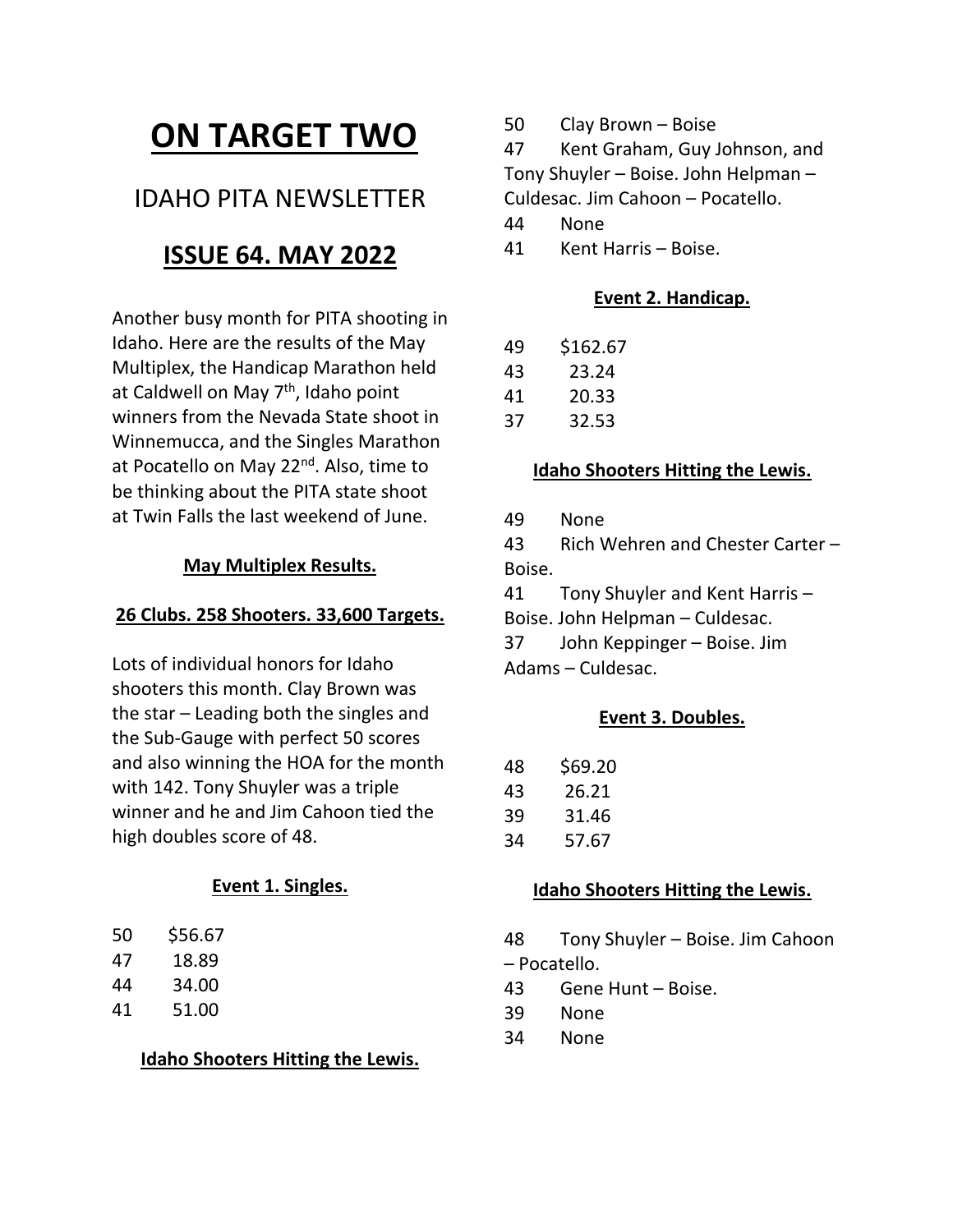# ON TARGET TWO

## IDAHO PITA NEWSLETTER

## ISSUE 64. MAY 2022

Another busy month for PITA shooting in Idaho. Here are the results of the May Multiplex, the Handicap Marathon held at Caldwell on May 7th, Idaho point winners from the Nevada State shoot in Winnemucca, and the Singles Marathon at Pocatello on May 22nd. Also, time to be thinking about the PITA state shoot at Twin Falls the last weekend of June.

### May Multiplex Results.

### 26 Clubs. 258 Shooters. 33,600 Targets.

Lots of individual honors for Idaho shooters this month. Clay Brown was the star – Leading both the singles and the Sub-Gauge with perfect 50 scores and also winning the HOA for the month with 142. Tony Shuyler was a triple winner and he and Jim Cahoon tied the high doubles score of 48.

### Event 1. Singles.

50 $56.67
47 18.89
44 34.00
41 51.00

### Idaho Shooters Hitting the Lewis.

50 Clay Brown – Boise
47 Kent Graham, Guy Johnson, and Tony Shuyler – Boise. John Helpman – Culdesac. Jim Cahoon – Pocatello.
44 None
41 Kent Harris – Boise.

### Event 2. Handicap.

49 $162.67
43 23.24
41 20.33
37 32.53

### Idaho Shooters Hitting the Lewis.

49 None
43 Rich Wehren and Chester Carter – Boise.
41 Tony Shuyler and Kent Harris – Boise. John Helpman – Culdesac.
37 John Keppinger – Boise. Jim Adams – Culdesac.

### Event 3. Doubles.

48 $69.20
43 26.21
39 31.46
34 57.67

### Idaho Shooters Hitting the Lewis.

48 Tony Shuyler – Boise. Jim Cahoon – Pocatello.
43 Gene Hunt – Boise.
39 None
34 None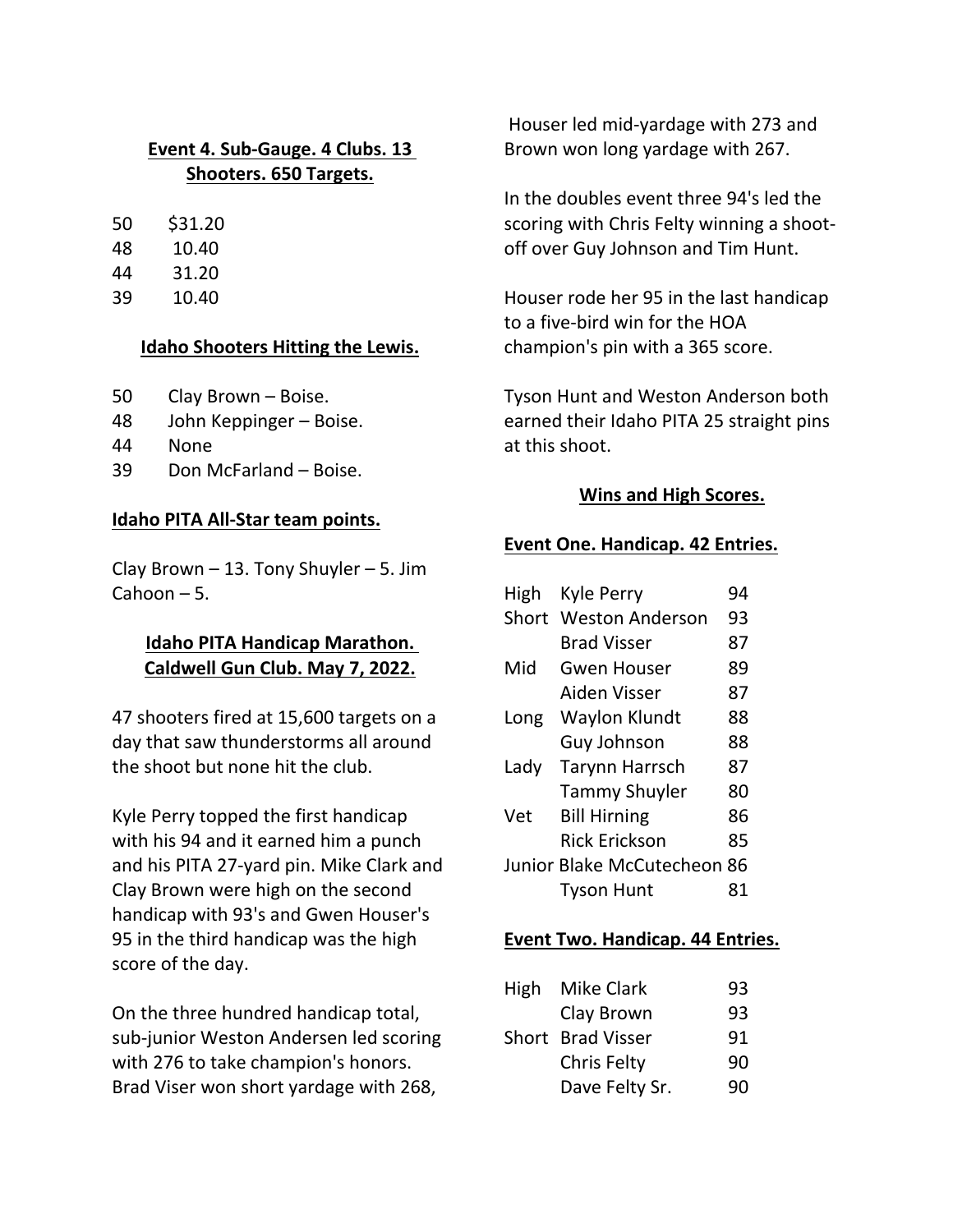**Event 4. Sub-Gauge. 4 Clubs. 13 Shooters. 650 Targets.**

| | |
|---|---|
| 50 | $31.20 |
| 48 | 10.40 |
| 44 | 31.20 |
| 39 | 10.40 |

**Idaho Shooters Hitting the Lewis.**

| | |
|---|---|
| 50 | Clay Brown – Boise. |
| 48 | John Keppinger – Boise. |
| 44 | None |
| 39 | Don McFarland – Boise. |

**Idaho PITA All-Star team points.**

Clay Brown – 13. Tony Shuyler – 5. Jim Cahoon – 5.

**Idaho PITA Handicap Marathon. Caldwell Gun Club. May 7, 2022.**

47 shooters fired at 15,600 targets on a day that saw thunderstorms all around the shoot but none hit the club.

Kyle Perry topped the first handicap with his 94 and it earned him a punch and his PITA 27-yard pin. Mike Clark and Clay Brown were high on the second handicap with 93's and Gwen Houser's 95 in the third handicap was the high score of the day.

On the three hundred handicap total, sub-junior Weston Andersen led scoring with 276 to take champion's honors. Brad Viser won short yardage with 268, Houser led mid-yardage with 273 and Brown won long yardage with 267.

In the doubles event three 94's led the scoring with Chris Felty winning a shoot-off over Guy Johnson and Tim Hunt.

Houser rode her 95 in the last handicap to a five-bird win for the HOA champion's pin with a 365 score.

Tyson Hunt and Weston Anderson both earned their Idaho PITA 25 straight pins at this shoot.

**Wins and High Scores.**

**Event One. Handicap. 42 Entries.**

| | | |
|---|---|---|
| High | Kyle Perry | 94 |
| Short | Weston Anderson | 93 |
| | Brad Visser | 87 |
| Mid | Gwen Houser | 89 |
| | Aiden Visser | 87 |
| Long | Waylon Klundt | 88 |
| | Guy Johnson | 88 |
| Lady | Tarynn Harrsch | 87 |
| | Tammy Shuyler | 80 |
| Vet | Bill Hirning | 86 |
| | Rick Erickson | 85 |
| Junior | Blake McCutecheon | 86 |
| | Tyson Hunt | 81 |

**Event Two. Handicap. 44 Entries.**

| | | |
|---|---|---|
| High | Mike Clark | 93 |
| | Clay Brown | 93 |
| Short | Brad Visser | 91 |
| | Chris Felty | 90 |
| | Dave Felty Sr. | 90 |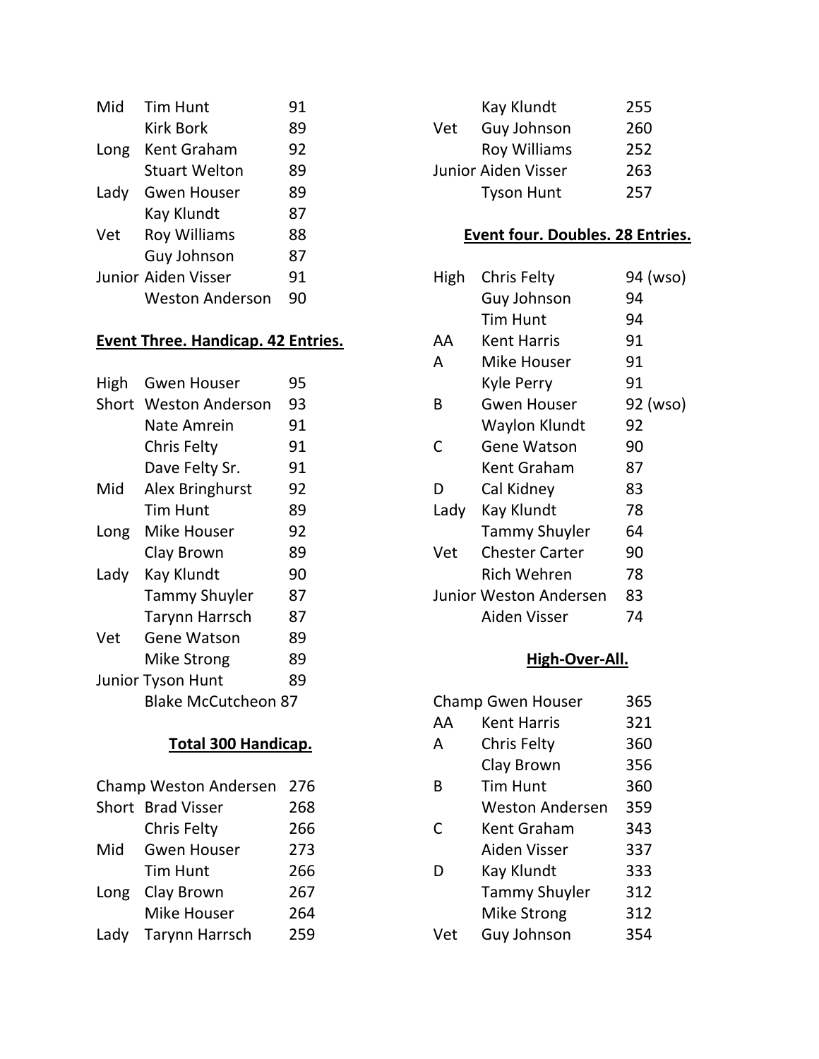| | | |
|---|---|---|
| Mid | Tim Hunt | 91 |
| | Kirk Bork | 89 |
| Long | Kent Graham | 92 |
| | Stuart Welton | 89 |
| Lady | Gwen Houser | 89 |
| | Kay Klundt | 87 |
| Vet | Roy Williams | 88 |
| | Guy Johnson | 87 |
| Junior | Aiden Visser | 91 |
| | Weston Anderson | 90 |

**Event Three. Handicap. 42 Entries.**

| | | |
|---|---|---|
| High | Gwen Houser | 95 |
| Short | Weston Anderson | 93 |
| | Nate Amrein | 91 |
| | Chris Felty | 91 |
| | Dave Felty Sr. | 91 |
| Mid | Alex Bringhurst | 92 |
| | Tim Hunt | 89 |
| Long | Mike Houser | 92 |
| | Clay Brown | 89 |
| Lady | Kay Klundt | 90 |
| | Tammy Shuyler | 87 |
| | Tarynn Harrsch | 87 |
| Vet | Gene Watson | 89 |
| | Mike Strong | 89 |
| Junior | Tyson Hunt | 89 |
| | Blake McCutcheon | 87 |

**Total 300 Handicap.**

| | | |
|---|---|---|
| Champ | Weston Andersen | 276 |
| Short | Brad Visser | 268 |
| | Chris Felty | 266 |
| Mid | Gwen Houser | 273 |
| | Tim Hunt | 266 |
| Long | Clay Brown | 267 |
| | Mike Houser | 264 |
| Lady | Tarynn Harrsch | 259 |
| | Kay Klundt | 255 |
| Vet | Guy Johnson | 260 |
| | Roy Williams | 252 |
| Junior | Aiden Visser | 263 |
| | Tyson Hunt | 257 |

**Event four. Doubles. 28 Entries.**

| | | |
|---|---|---|
| High | Chris Felty | 94 (wso) |
| | Guy Johnson | 94 |
| | Tim Hunt | 94 |
| AA | Kent Harris | 91 |
| A | Mike Houser | 91 |
| | Kyle Perry | 91 |
| B | Gwen Houser | 92 (wso) |
| | Waylon Klundt | 92 |
| C | Gene Watson | 90 |
| | Kent Graham | 87 |
| D | Cal Kidney | 83 |
| Lady | Kay Klundt | 78 |
| | Tammy Shuyler | 64 |
| Vet | Chester Carter | 90 |
| | Rich Wehren | 78 |
| Junior | Weston Andersen | 83 |
| | Aiden Visser | 74 |

**High-Over-All.**

| | | |
|---|---|---|
| Champ | Gwen Houser | 365 |
| AA | Kent Harris | 321 |
| A | Chris Felty | 360 |
| | Clay Brown | 356 |
| B | Tim Hunt | 360 |
| | Weston Andersen | 359 |
| C | Kent Graham | 343 |
| | Aiden Visser | 337 |
| D | Kay Klundt | 333 |
| | Tammy Shuyler | 312 |
| | Mike Strong | 312 |
| Vet | Guy Johnson | 354 |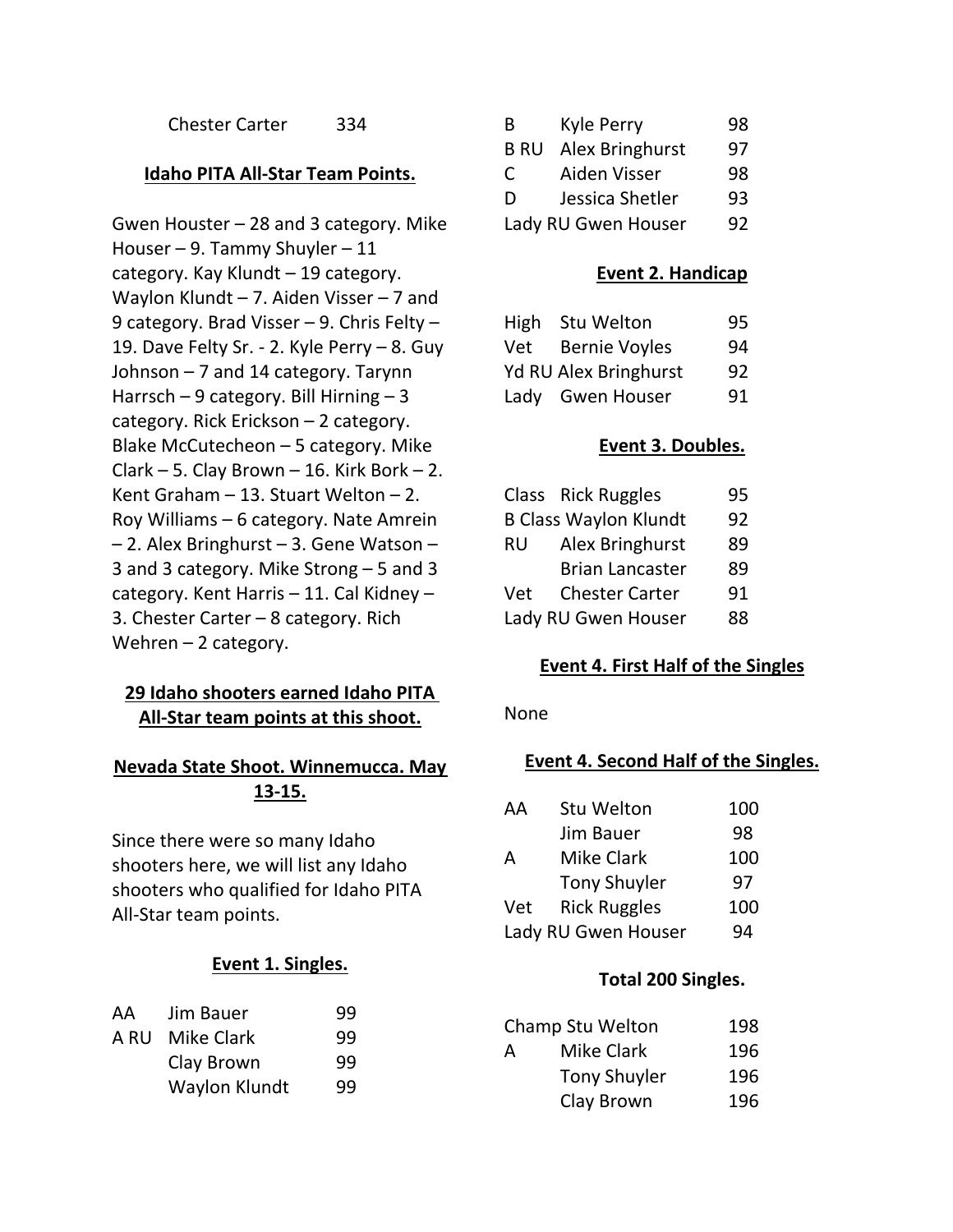Chester Carter 334

**Idaho PITA All-Star Team Points.**

Gwen Houster – 28 and 3 category. Mike Houser – 9. Tammy Shuyler – 11 category. Kay Klundt – 19 category. Waylon Klundt – 7. Aiden Visser – 7 and 9 category. Brad Visser – 9. Chris Felty – 19. Dave Felty Sr. - 2. Kyle Perry – 8. Guy Johnson – 7 and 14 category. Tarynn Harrsch – 9 category. Bill Hirning – 3 category. Rick Erickson – 2 category. Blake McCutecheon – 5 category. Mike Clark – 5. Clay Brown – 16. Kirk Bork – 2. Kent Graham – 13. Stuart Welton – 2. Roy Williams – 6 category. Nate Amrein – 2. Alex Bringhurst – 3. Gene Watson – 3 and 3 category. Mike Strong – 5 and 3 category. Kent Harris – 11. Cal Kidney – 3. Chester Carter – 8 category. Rich Wehren – 2 category.

**29 Idaho shooters earned Idaho PITA All-Star team points at this shoot.**

**Nevada State Shoot. Winnemucca. May 13-15.**

Since there were so many Idaho shooters here, we will list any Idaho shooters who qualified for Idaho PITA All-Star team points.

**Event 1. Singles.**

| | | |
|---|---|---|
| AA | Jim Bauer | 99 |
| A RU | Mike Clark | 99 |
| | Clay Brown | 99 |
| | Waylon Klundt | 99 |
| B | Kyle Perry | 98 |
| B RU | Alex Bringhurst | 97 |
| C | Aiden Visser | 98 |
| D | Jessica Shetler | 93 |
| Lady RU | Gwen Houser | 92 |

**Event 2. Handicap**

| | | |
|---|---|---|
| High | Stu Welton | 95 |
| Vet | Bernie Voyles | 94 |
| Yd RU | Alex Bringhurst | 92 |
| Lady | Gwen Houser | 91 |

**Event 3. Doubles.**

| | | |
|---|---|---|
| Class | Rick Ruggles | 95 |
| B Class | Waylon Klundt | 92 |
| RU | Alex Bringhurst | 89 |
| | Brian Lancaster | 89 |
| Vet | Chester Carter | 91 |
| Lady RU | Gwen Houser | 88 |

**Event 4. First Half of the Singles**

None

**Event 4. Second Half of the Singles.**

| | | |
|---|---|---|
| AA | Stu Welton | 100 |
| | Jim Bauer | 98 |
| A | Mike Clark | 100 |
| | Tony Shuyler | 97 |
| Vet | Rick Ruggles | 100 |
| Lady RU | Gwen Houser | 94 |

**Total 200 Singles.**

| | | |
|---|---|---|
| Champ | Stu Welton | 198 |
| A | Mike Clark | 196 |
| | Tony Shuyler | 196 |
| | Clay Brown | 196 |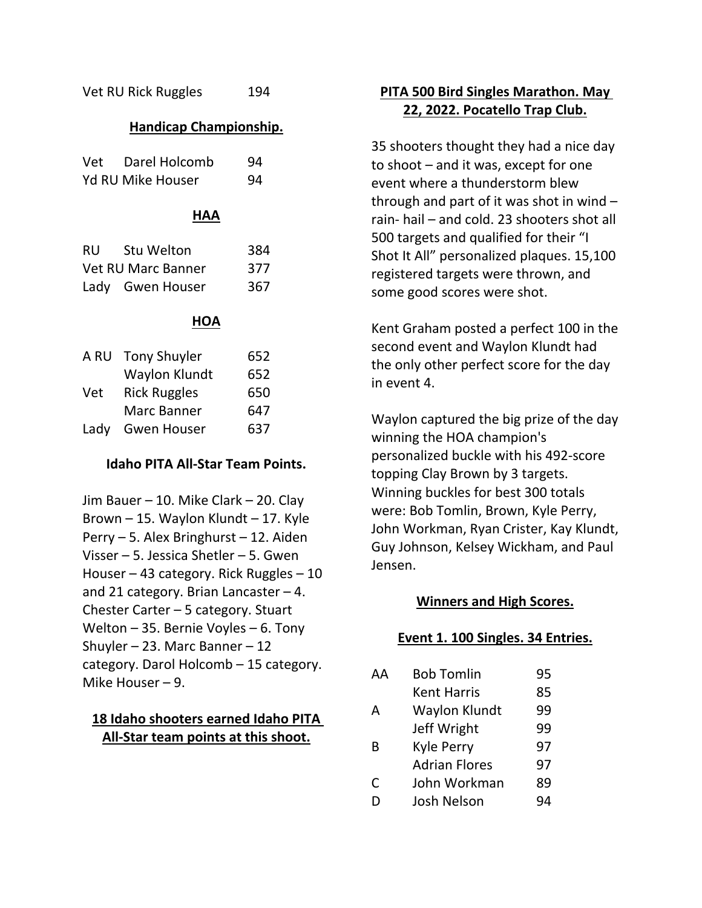| | | |
|---|---|---|
| Vet RU Rick Ruggles | | 194 |

**Handicap Championship.**

| | | |
|---|---|---|
| Vet | Darel Holcomb | 94 |
| Yd RU Mike Houser | | 94 |

**HAA**

| | | |
|---|---|---|
| RU | Stu Welton | 384 |
| Vet RU Marc Banner | | 377 |
| Lady | Gwen Houser | 367 |

**HOA**

| | | |
|---|---|---|
| A RU | Tony Shuyler | 652 |
| | Waylon Klundt | 652 |
| Vet | Rick Ruggles | 650 |
| | Marc Banner | 647 |
| Lady | Gwen Houser | 637 |

**Idaho PITA All-Star Team Points.**

Jim Bauer – 10. Mike Clark – 20. Clay Brown – 15. Waylon Klundt – 17. Kyle Perry – 5. Alex Bringhurst – 12. Aiden Visser – 5. Jessica Shetler – 5. Gwen Houser – 43 category. Rick Ruggles – 10 and 21 category. Brian Lancaster – 4. Chester Carter – 5 category. Stuart Welton – 35. Bernie Voyles – 6. Tony Shuyler – 23. Marc Banner – 12 category. Darol Holcomb – 15 category. Mike Houser – 9.

**18 Idaho shooters earned Idaho PITA All-Star team points at this shoot.**

## PITA 500 Bird Singles Marathon. May 22, 2022. Pocatello Trap Club.

35 shooters thought they had a nice day to shoot – and it was, except for one event where a thunderstorm blew through and part of it was shot in wind – rain- hail – and cold. 23 shooters shot all 500 targets and qualified for their "I Shot It All" personalized plaques. 15,100 registered targets were thrown, and some good scores were shot.

Kent Graham posted a perfect 100 in the second event and Waylon Klundt had the only other perfect score for the day in event 4.

Waylon captured the big prize of the day winning the HOA champion's personalized buckle with his 492-score topping Clay Brown by 3 targets. Winning buckles for best 300 totals were: Bob Tomlin, Brown, Kyle Perry, John Workman, Ryan Crister, Kay Klundt, Guy Johnson, Kelsey Wickham, and Paul Jensen.

**Winners and High Scores.**

**Event 1. 100 Singles. 34 Entries.**

| | | |
|---|---|---|
| AA | Bob Tomlin | 95 |
| | Kent Harris | 85 |
| A | Waylon Klundt | 99 |
| | Jeff Wright | 99 |
| B | Kyle Perry | 97 |
| | Adrian Flores | 97 |
| C | John Workman | 89 |
| D | Josh Nelson | 94 |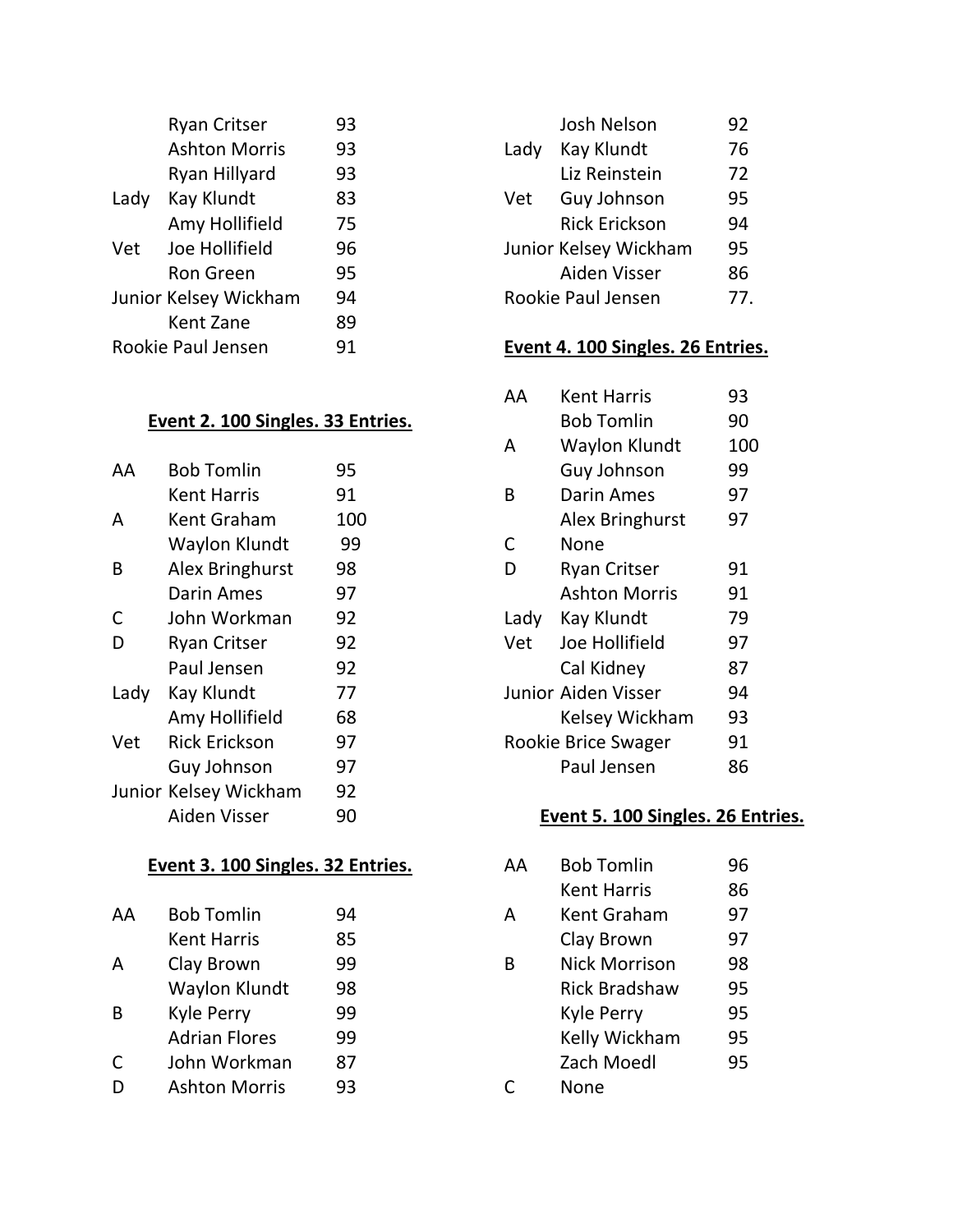| | | |
|---|---|---|
| | Ryan Critser | 93 |
| | Ashton Morris | 93 |
| | Ryan Hillyard | 93 |
| Lady | Kay Klundt | 83 |
| | Amy Hollifield | 75 |
| Vet | Joe Hollifield | 96 |
| | Ron Green | 95 |
| Junior | Kelsey Wickham | 94 |
| | Kent Zane | 89 |
| Rookie | Paul Jensen | 91 |

**Event 2. 100 Singles. 33 Entries.**

| | | |
|---|---|---|
| AA | Bob Tomlin | 95 |
| | Kent Harris | 91 |
| A | Kent Graham | 100 |
| | Waylon Klundt | 99 |
| B | Alex Bringhurst | 98 |
| | Darin Ames | 97 |
| C | John Workman | 92 |
| D | Ryan Critser | 92 |
| | Paul Jensen | 92 |
| Lady | Kay Klundt | 77 |
| | Amy Hollifield | 68 |
| Vet | Rick Erickson | 97 |
| | Guy Johnson | 97 |
| Junior | Kelsey Wickham | 92 |
| | Aiden Visser | 90 |

**Event 3. 100 Singles. 32 Entries.**

| | | |
|---|---|---|
| AA | Bob Tomlin | 94 |
| | Kent Harris | 85 |
| A | Clay Brown | 99 |
| | Waylon Klundt | 98 |
| B | Kyle Perry | 99 |
| | Adrian Flores | 99 |
| C | John Workman | 87 |
| D | Ashton Morris | 93 |
| | Josh Nelson | 92 |
| Lady | Kay Klundt | 76 |
| | Liz Reinstein | 72 |
| Vet | Guy Johnson | 95 |
| | Rick Erickson | 94 |
| Junior | Kelsey Wickham | 95 |
| | Aiden Visser | 86 |
| Rookie | Paul Jensen | 77. |

**Event 4. 100 Singles. 26 Entries.**

| | | |
|---|---|---|
| AA | Kent Harris | 93 |
| | Bob Tomlin | 90 |
| A | Waylon Klundt | 100 |
| | Guy Johnson | 99 |
| B | Darin Ames | 97 |
| | Alex Bringhurst | 97 |
| C | None | |
| D | Ryan Critser | 91 |
| | Ashton Morris | 91 |
| Lady | Kay Klundt | 79 |
| Vet | Joe Hollifield | 97 |
| | Cal Kidney | 87 |
| Junior | Aiden Visser | 94 |
| | Kelsey Wickham | 93 |
| Rookie | Brice Swager | 91 |
| | Paul Jensen | 86 |

**Event 5. 100 Singles. 26 Entries.**

| | | |
|---|---|---|
| AA | Bob Tomlin | 96 |
| | Kent Harris | 86 |
| A | Kent Graham | 97 |
| | Clay Brown | 97 |
| B | Nick Morrison | 98 |
| | Rick Bradshaw | 95 |
| | Kyle Perry | 95 |
| | Kelly Wickham | 95 |
| | Zach Moedl | 95 |
| C | None | |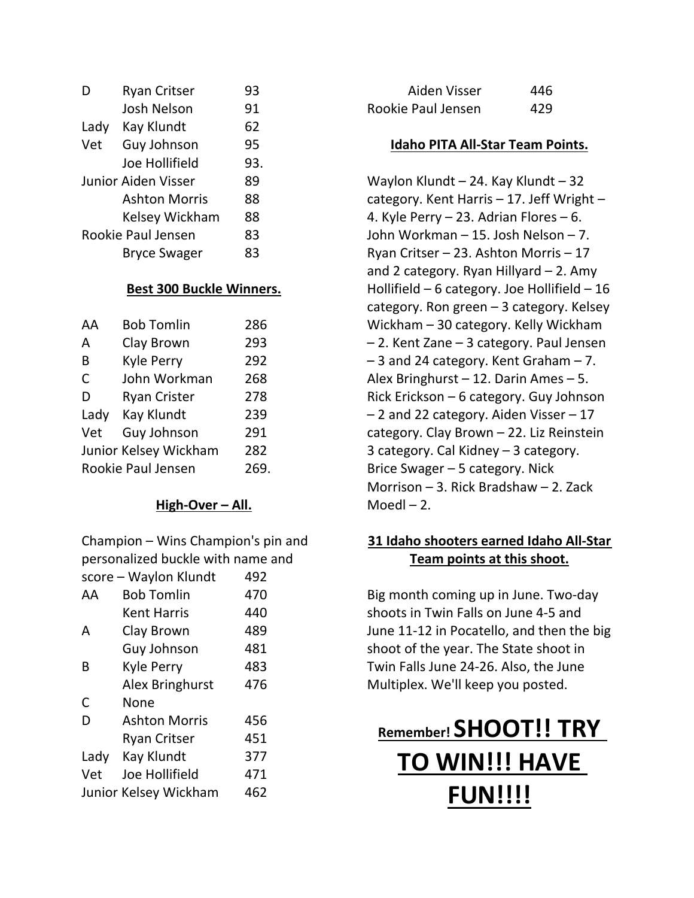| | | |
|---|---|---|
| D | Ryan Critser | 93 |
| | Josh Nelson | 91 |
| Lady | Kay Klundt | 62 |
| Vet | Guy Johnson | 95 |
| | Joe Hollifield | 93. |
| Junior | Aiden Visser | 89 |
| | Ashton Morris | 88 |
| | Kelsey Wickham | 88 |
| Rookie | Paul Jensen | 83 |
| | Bryce Swager | 83 |

**Best 300 Buckle Winners.**

| | | |
|---|---|---|
| AA | Bob Tomlin | 286 |
| A | Clay Brown | 293 |
| B | Kyle Perry | 292 |
| C | John Workman | 268 |
| D | Ryan Crister | 278 |
| Lady | Kay Klundt | 239 |
| Vet | Guy Johnson | 291 |
| Junior | Kelsey Wickham | 282 |
| Rookie | Paul Jensen | 269. |

**High-Over – All.**

Champion – Wins Champion's pin and personalized buckle with name and score – Waylon Klundt 492

| | | |
|---|---|---|
| AA | Bob Tomlin | 470 |
| | Kent Harris | 440 |
| A | Clay Brown | 489 |
| | Guy Johnson | 481 |
| B | Kyle Perry | 483 |
| | Alex Bringhurst | 476 |
| C | None | |
| D | Ashton Morris | 456 |
| | Ryan Critser | 451 |
| Lady | Kay Klundt | 377 |
| Vet | Joe Hollifield | 471 |
| Junior | Kelsey Wickham | 462 |
| | Aiden Visser | 446 |
| Rookie | Paul Jensen | 429 |

**Idaho PITA All-Star Team Points.**

Waylon Klundt – 24. Kay Klundt – 32 category. Kent Harris – 17. Jeff Wright – 4. Kyle Perry – 23. Adrian Flores – 6. John Workman – 15. Josh Nelson – 7. Ryan Critser – 23. Ashton Morris – 17 and 2 category. Ryan Hillyard – 2. Amy Hollifield – 6 category. Joe Hollifield – 16 category. Ron green – 3 category. Kelsey Wickham – 30 category. Kelly Wickham – 2. Kent Zane – 3 category. Paul Jensen – 3 and 24 category. Kent Graham – 7. Alex Bringhurst – 12. Darin Ames – 5. Rick Erickson – 6 category. Guy Johnson – 2 and 22 category. Aiden Visser – 17 category. Clay Brown – 22. Liz Reinstein 3 category. Cal Kidney – 3 category. Brice Swager – 5 category. Nick Morrison – 3. Rick Bradshaw – 2. Zack Moedl – 2.

**31 Idaho shooters earned Idaho All-Star Team points at this shoot.**

Big month coming up in June. Two-day shoots in Twin Falls on June 4-5 and June 11-12 in Pocatello, and then the big shoot of the year. The State shoot in Twin Falls June 24-26. Also, the June Multiplex. We'll keep you posted.

**Remember! SHOOT!! TRY TO WIN!!! HAVE FUN!!!!**